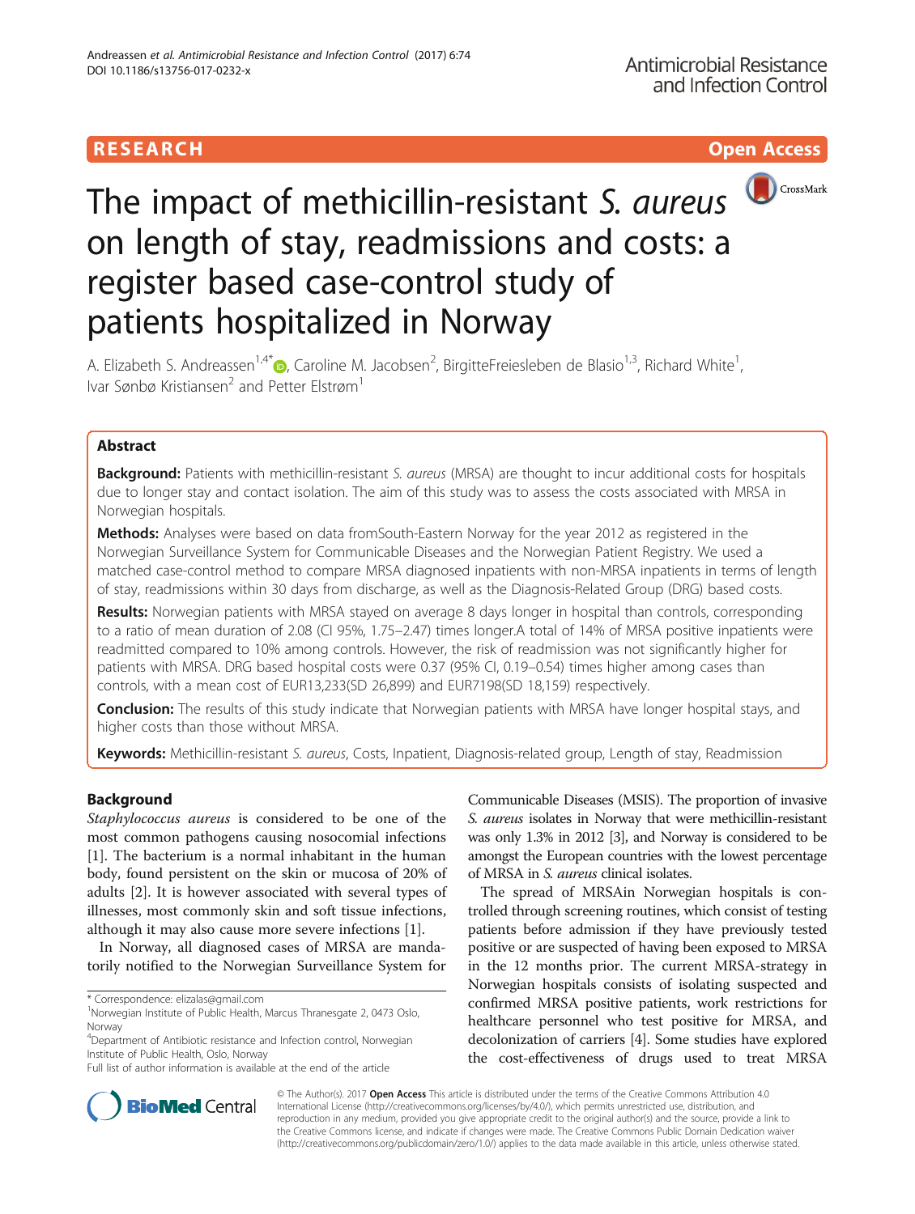RESEARCH Open Access

# The impact of methicillin-resistant *S. aureus* on length of stay, readmissions and costs: a register based case-control study of patients hospitalized in Norway

A. Elizabeth S. Andreassen[1,4*], Caroline M. Jacobsen[2], BirgitteFreiesleben de Blasio[1,3], Richard White[1], Ivar Sønbø Kristiansen[2] and Petter Elstrøm[1]

## Abstract

**Background:** Patients with methicillin-resistant *S. aureus* (MRSA) are thought to incur additional costs for hospitals due to longer stay and contact isolation. The aim of this study was to assess the costs associated with MRSA in Norwegian hospitals.

**Methods:** Analyses were based on data fromSouth-Eastern Norway for the year 2012 as registered in the Norwegian Surveillance System for Communicable Diseases and the Norwegian Patient Registry. We used a matched case-control method to compare MRSA diagnosed inpatients with non-MRSA inpatients in terms of length of stay, readmissions within 30 days from discharge, as well as the Diagnosis-Related Group (DRG) based costs.

**Results:** Norwegian patients with MRSA stayed on average 8 days longer in hospital than controls, corresponding to a ratio of mean duration of 2.08 (CI 95%, 1.75–2.47) times longer.A total of 14% of MRSA positive inpatients were readmitted compared to 10% among controls. However, the risk of readmission was not significantly higher for patients with MRSA. DRG based hospital costs were 0.37 (95% CI, 0.19–0.54) times higher among cases than controls, with a mean cost of EUR13,233(SD 26,899) and EUR7198(SD 18,159) respectively.

**Conclusion:** The results of this study indicate that Norwegian patients with MRSA have longer hospital stays, and higher costs than those without MRSA.

**Keywords:** Methicillin-resistant *S. aureus*, Costs, Inpatient, Diagnosis-related group, Length of stay, Readmission

## Background

*Staphylococcus aureus* is considered to be one of the most common pathogens causing nosocomial infections [1]. The bacterium is a normal inhabitant in the human body, found persistent on the skin or mucosa of 20% of adults [2]. It is however associated with several types of illnesses, most commonly skin and soft tissue infections, although it may also cause more severe infections [1].

In Norway, all diagnosed cases of MRSA are mandatorily notified to the Norwegian Surveillance System for Communicable Diseases (MSIS). The proportion of invasive *S. aureus* isolates in Norway that were methicillin-resistant was only 1.3% in 2012 [3], and Norway is considered to be amongst the European countries with the lowest percentage of MRSA in *S. aureus* clinical isolates.

The spread of MRSAin Norwegian hospitals is controlled through screening routines, which consist of testing patients before admission if they have previously tested positive or are suspected of having been exposed to MRSA in the 12 months prior. The current MRSA-strategy in Norwegian hospitals consists of isolating suspected and confirmed MRSA positive patients, work restrictions for healthcare personnel who test positive for MRSA, and decolonization of carriers [4]. Some studies have explored the cost-effectiveness of drugs used to treat MRSA

\* Correspondence: elizalas@gmail.com
[1]Norwegian Institute of Public Health, Marcus Thranesgate 2, 0473 Oslo, Norway
[4]Department of Antibiotic resistance and Infection control, Norwegian Institute of Public Health, Oslo, Norway
Full list of author information is available at the end of the article

© The Author(s). 2017 **Open Access** This article is distributed under the terms of the Creative Commons Attribution 4.0 International License (http://creativecommons.org/licenses/by/4.0/), which permits unrestricted use, distribution, and reproduction in any medium, provided you give appropriate credit to the original author(s) and the source, provide a link to the Creative Commons license, and indicate if changes were made. The Creative Commons Public Domain Dedication waiver (http://creativecommons.org/publicdomain/zero/1.0/) applies to the data made available in this article, unless otherwise stated.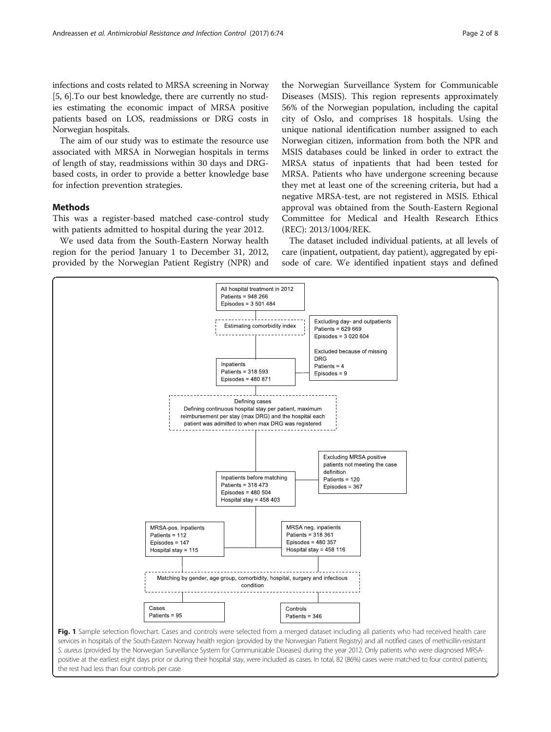infections and costs related to MRSA screening in Norway [5, 6].To our best knowledge, there are currently no studies estimating the economic impact of MRSA positive patients based on LOS, readmissions or DRG costs in Norwegian hospitals.

The aim of our study was to estimate the resource use associated with MRSA in Norwegian hospitals in terms of length of stay, readmissions within 30 days and DRG-based costs, in order to provide a better knowledge base for infection prevention strategies.

## Methods

This was a register-based matched case-control study with patients admitted to hospital during the year 2012.

We used data from the South-Eastern Norway health region for the period January 1 to December 31, 2012, provided by the Norwegian Patient Registry (NPR) and the Norwegian Surveillance System for Communicable Diseases (MSIS). This region represents approximately 56% of the Norwegian population, including the capital city of Oslo, and comprises 18 hospitals. Using the unique national identification number assigned to each Norwegian citizen, information from both the NPR and MSIS databases could be linked in order to extract the MRSA status of inpatients that had been tested for MRSA. Patients who have undergone screening because they met at least one of the screening criteria, but had a negative MRSA-test, are not registered in MSIS. Ethical approval was obtained from the South-Eastern Regional Committee for Medical and Health Research Ethics (REC): 2013/1004/REK.

The dataset included individual patients, at all levels of care (inpatient, outpatient, day patient), aggregated by episode of care. We identified inpatient stays and defined

All hospital treatment in 2012
Patients = 948 266
Episodes = 3 501 484

Estimating comorbidity index

Excluding day- and outpatients
Patients = 629 669
Episodes = 3 020 604

Excluded because of missing DRG
Patients = 4
Episodes = 9

Inpatients
Patients = 318 593
Episodes = 480 871

Defining cases
Defining continuous hospital stay per patient, maximum reimbursement per stay (max DRG) and the hospital each patient was admitted to when max DRG was registered

Excluding MRSA positive patients not meeting the case definition
Patients = 120
Episodes = 367

Inpatients before matching
Patients = 318 473
Episodes = 480 504
Hospital stay = 458 403

MRSA-pos. inpatients
Patients = 112
Episodes = 147
Hospital stay = 115

MRSA neg. inpatients
Patients = 318 361
Episodes = 480 357
Hospital stay = 458 116

Matching by gender, age group, comorbidity, hospital, surgery and infectious condition

Cases
Patients = 95

Controls
Patients = 346

**Fig. 1** Sample selection flowchart. Cases and controls were selected from a merged dataset including all patients who had received health care services in hospitals of the South-Eastern Norway health region (provided by the Norwegian Patient Registry) and all notified cases of methicillin-resistant *S. aureus* (provided by the Norwegian Surveillance System for Communicable Diseases) during the year 2012. Only patients who were diagnosed MRSA-positive at the earliest eight days prior or during their hospital stay, were included as cases. In total, 82 (86%) cases were matched to four control patients; the rest had less than four controls per case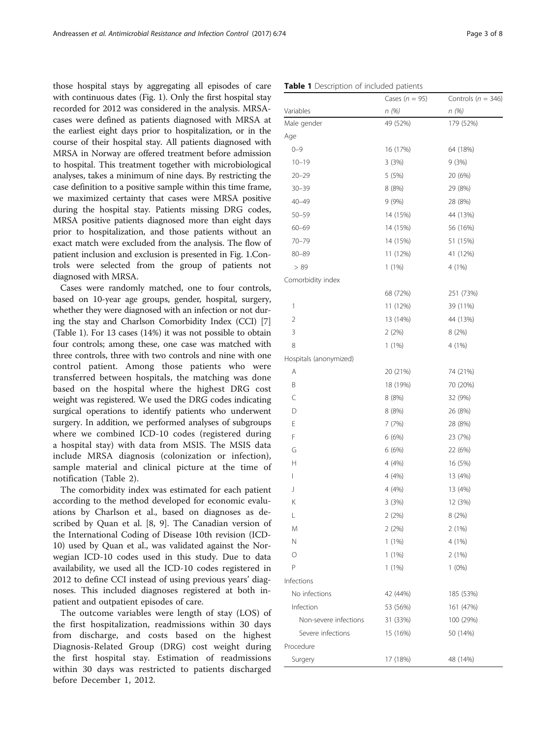those hospital stays by aggregating all episodes of care with continuous dates (Fig. 1). Only the first hospital stay recorded for 2012 was considered in the analysis. MRSA-cases were defined as patients diagnosed with MRSA at the earliest eight days prior to hospitalization, or in the course of their hospital stay. All patients diagnosed with MRSA in Norway are offered treatment before admission to hospital. This treatment together with microbiological analyses, takes a minimum of nine days. By restricting the case definition to a positive sample within this time frame, we maximized certainty that cases were MRSA positive during the hospital stay. Patients missing DRG codes, MRSA positive patients diagnosed more than eight days prior to hospitalization, and those patients without an exact match were excluded from the analysis. The flow of patient inclusion and exclusion is presented in Fig. 1.Controls were selected from the group of patients not diagnosed with MRSA.

Cases were randomly matched, one to four controls, based on 10-year age groups, gender, hospital, surgery, whether they were diagnosed with an infection or not during the stay and Charlson Comorbidity Index (CCI) [7] (Table 1). For 13 cases (14%) it was not possible to obtain four controls; among these, one case was matched with three controls, three with two controls and nine with one control patient. Among those patients who were transferred between hospitals, the matching was done based on the hospital where the highest DRG cost weight was registered. We used the DRG codes indicating surgical operations to identify patients who underwent surgery. In addition, we performed analyses of subgroups where we combined ICD-10 codes (registered during a hospital stay) with data from MSIS. The MSIS data include MRSA diagnosis (colonization or infection), sample material and clinical picture at the time of notification (Table 2).

The comorbidity index was estimated for each patient according to the method developed for economic evaluations by Charlson et al., based on diagnoses as described by Quan et al. [8, 9]. The Canadian version of the International Coding of Disease 10th revision (ICD-10) used by Quan et al., was validated against the Norwegian ICD-10 codes used in this study. Due to data availability, we used all the ICD-10 codes registered in 2012 to define CCI instead of using previous years' diagnoses. This included diagnoses registered at both in-patient and outpatient episodes of care.

The outcome variables were length of stay (LOS) of the first hospitalization, readmissions within 30 days from discharge, and costs based on the highest Diagnosis-Related Group (DRG) cost weight during the first hospital stay. Estimation of readmissions within 30 days was restricted to patients discharged before December 1, 2012.

**Table 1** Description of included patients

| Variables | Cases (*n* = 95) *n* (%) | Controls (*n* = 346) *n* (%) |
|---|---|---|
| Male gender | 49 (52%) | 179 (52%) |
| Age | | |
| 0–9 | 16 (17%) | 64 (18%) |
| 10–19 | 3 (3%) | 9 (3%) |
| 20–29 | 5 (5%) | 20 (6%) |
| 30–39 | 8 (8%) | 29 (8%) |
| 40–49 | 9 (9%) | 28 (8%) |
| 50–59 | 14 (15%) | 44 (13%) |
| 60–69 | 14 (15%) | 56 (16%) |
| 70–79 | 14 (15%) | 51 (15%) |
| 80–89 | 11 (12%) | 41 (12%) |
| > 89 | 1 (1%) | 4 (1%) |
| Comorbidity index | | |
| | 68 (72%) | 251 (73%) |
| 1 | 11 (12%) | 39 (11%) |
| 2 | 13 (14%) | 44 (13%) |
| 3 | 2 (2%) | 8 (2%) |
| 8 | 1 (1%) | 4 (1%) |
| Hospitals (anonymized) | | |
| A | 20 (21%) | 74 (21%) |
| B | 18 (19%) | 70 (20%) |
| C | 8 (8%) | 32 (9%) |
| D | 8 (8%) | 26 (8%) |
| E | 7 (7%) | 28 (8%) |
| F | 6 (6%) | 23 (7%) |
| G | 6 (6%) | 22 (6%) |
| H | 4 (4%) | 16 (5%) |
| I | 4 (4%) | 13 (4%) |
| J | 4 (4%) | 13 (4%) |
| K | 3 (3%) | 12 (3%) |
| L | 2 (2%) | 8 (2%) |
| M | 2 (2%) | 2 (1%) |
| N | 1 (1%) | 4 (1%) |
| O | 1 (1%) | 2 (1%) |
| P | 1 (1%) | 1 (0%) |
| Infections | | |
| No infections | 42 (44%) | 185 (53%) |
| Infection | 53 (56%) | 161 (47%) |
| Non-severe infections | 31 (33%) | 100 (29%) |
| Severe infections | 15 (16%) | 50 (14%) |
| Procedure | | |
| Surgery | 17 (18%) | 48 (14%) |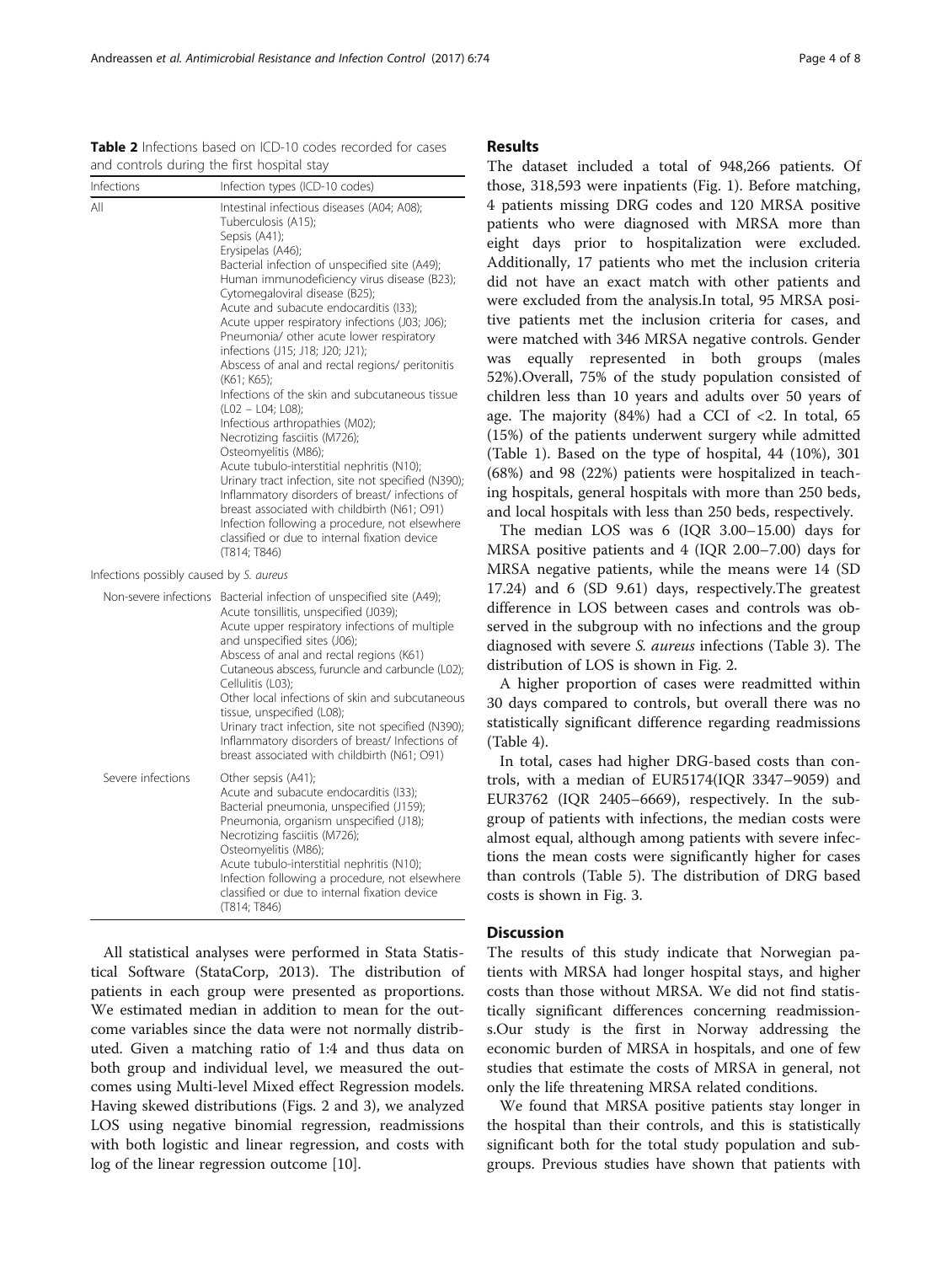**Table 2** Infections based on ICD-10 codes recorded for cases and controls during the first hospital stay

| Infections | Infection types (ICD-10 codes) |
|---|---|
| All | Intestinal infectious diseases (A04; A08); Tuberculosis (A15); Sepsis (A41); Erysipelas (A46); Bacterial infection of unspecified site (A49); Human immunodeficiency virus disease (B23); Cytomegaloviral disease (B25); Acute and subacute endocarditis (I33); Acute upper respiratory infections (J03; J06); Pneumonia/ other acute lower respiratory infections (J15; J18; J20; J21); Abscess of anal and rectal regions/ peritonitis (K61; K65); Infections of the skin and subcutaneous tissue (L02 – L04; L08); Infectious arthropathies (M02); Necrotizing fasciitis (M726); Osteomyelitis (M86); Acute tubulo-interstitial nephritis (N10); Urinary tract infection, site not specified (N390); Inflammatory disorders of breast/ infections of breast associated with childbirth (N61; O91) Infection following a procedure, not elsewhere classified or due to internal fixation device (T814; T846) |
| Infections possibly caused by *S. aureus* | |
| Non-severe infections | Bacterial infection of unspecified site (A49); Acute tonsillitis, unspecified (J039); Acute upper respiratory infections of multiple and unspecified sites (J06); Abscess of anal and rectal regions (K61) Cutaneous abscess, furuncle and carbuncle (L02); Cellulitis (L03); Other local infections of skin and subcutaneous tissue, unspecified (L08); Urinary tract infection, site not specified (N390); Inflammatory disorders of breast/ Infections of breast associated with childbirth (N61; O91) |
| Severe infections | Other sepsis (A41); Acute and subacute endocarditis (I33); Bacterial pneumonia, unspecified (J159); Pneumonia, organism unspecified (J18); Necrotizing fasciitis (M726); Osteomyelitis (M86); Acute tubulo-interstitial nephritis (N10); Infection following a procedure, not elsewhere classified or due to internal fixation device (T814; T846) |

All statistical analyses were performed in Stata Statistical Software (StataCorp, 2013). The distribution of patients in each group were presented as proportions. We estimated median in addition to mean for the outcome variables since the data were not normally distributed. Given a matching ratio of 1:4 and thus data on both group and individual level, we measured the outcomes using Multi-level Mixed effect Regression models. Having skewed distributions (Figs. 2 and 3), we analyzed LOS using negative binomial regression, readmissions with both logistic and linear regression, and costs with log of the linear regression outcome [10].

## Results

The dataset included a total of 948,266 patients. Of those, 318,593 were inpatients (Fig. 1). Before matching, 4 patients missing DRG codes and 120 MRSA positive patients who were diagnosed with MRSA more than eight days prior to hospitalization were excluded. Additionally, 17 patients who met the inclusion criteria did not have an exact match with other patients and were excluded from the analysis.In total, 95 MRSA positive patients met the inclusion criteria for cases, and were matched with 346 MRSA negative controls. Gender was equally represented in both groups (males 52%).Overall, 75% of the study population consisted of children less than 10 years and adults over 50 years of age. The majority (84%) had a CCI of <2. In total, 65 (15%) of the patients underwent surgery while admitted (Table 1). Based on the type of hospital, 44 (10%), 301 (68%) and 98 (22%) patients were hospitalized in teaching hospitals, general hospitals with more than 250 beds, and local hospitals with less than 250 beds, respectively.

The median LOS was 6 (IQR 3.00–15.00) days for MRSA positive patients and 4 (IQR 2.00–7.00) days for MRSA negative patients, while the means were 14 (SD 17.24) and 6 (SD 9.61) days, respectively.The greatest difference in LOS between cases and controls was observed in the subgroup with no infections and the group diagnosed with severe *S. aureus* infections (Table 3). The distribution of LOS is shown in Fig. 2.

A higher proportion of cases were readmitted within 30 days compared to controls, but overall there was no statistically significant difference regarding readmissions (Table 4).

In total, cases had higher DRG-based costs than controls, with a median of EUR5174(IQR 3347–9059) and EUR3762 (IQR 2405–6669), respectively. In the subgroup of patients with infections, the median costs were almost equal, although among patients with severe infections the mean costs were significantly higher for cases than controls (Table 5). The distribution of DRG based costs is shown in Fig. 3.

## Discussion

The results of this study indicate that Norwegian patients with MRSA had longer hospital stays, and higher costs than those without MRSA. We did not find statistically significant differences concerning readmissions.Our study is the first in Norway addressing the economic burden of MRSA in hospitals, and one of few studies that estimate the costs of MRSA in general, not only the life threatening MRSA related conditions.

We found that MRSA positive patients stay longer in the hospital than their controls, and this is statistically significant both for the total study population and subgroups. Previous studies have shown that patients with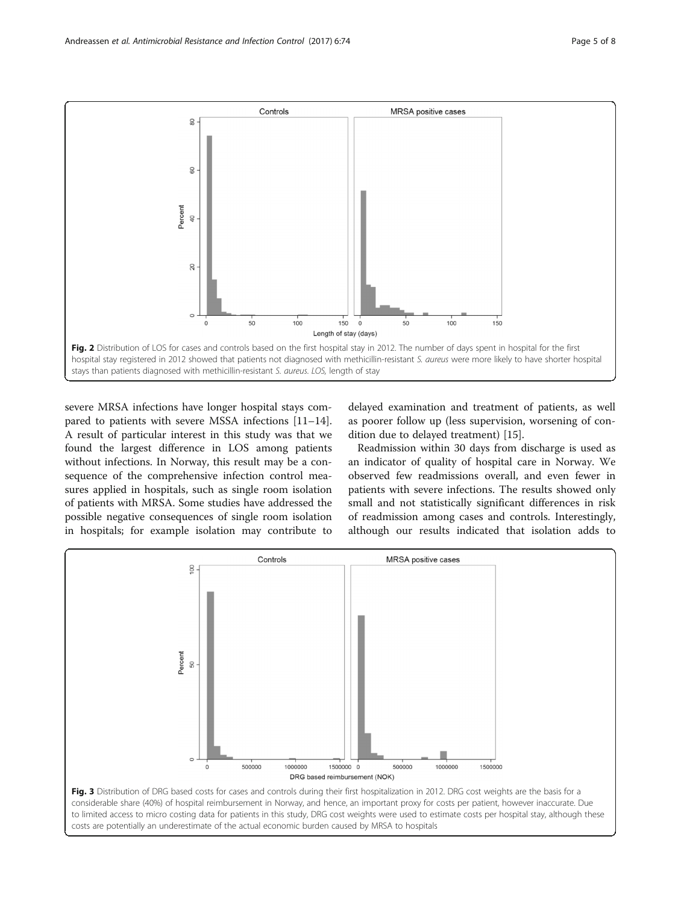Fig. 2 Distribution of LOS for cases and controls based on the first hospital stay in 2012. The number of days spent in hospital for the first hospital stay registered in 2012 showed that patients not diagnosed with methicillin-resistant *S. aureus* were more likely to have shorter hospital stays than patients diagnosed with methicillin-resistant *S. aureus*. LOS, length of stay

severe MRSA infections have longer hospital stays compared to patients with severe MSSA infections [11–14]. A result of particular interest in this study was that we found the largest difference in LOS among patients without infections. In Norway, this result may be a consequence of the comprehensive infection control measures applied in hospitals, such as single room isolation of patients with MRSA. Some studies have addressed the possible negative consequences of single room isolation in hospitals; for example isolation may contribute to delayed examination and treatment of patients, as well as poorer follow up (less supervision, worsening of condition due to delayed treatment) [15].

Readmission within 30 days from discharge is used as an indicator of quality of hospital care in Norway. We observed few readmissions overall, and even fewer in patients with severe infections. The results showed only small and not statistically significant differences in risk of readmission among cases and controls. Interestingly, although our results indicated that isolation adds to

Fig. 3 Distribution of DRG based costs for cases and controls during their first hospitalization in 2012. DRG cost weights are the basis for a considerable share (40%) of hospital reimbursement in Norway, and hence, an important proxy for costs per patient, however inaccurate. Due to limited access to micro costing data for patients in this study, DRG cost weights were used to estimate costs per hospital stay, although these costs are potentially an underestimate of the actual economic burden caused by MRSA to hospitals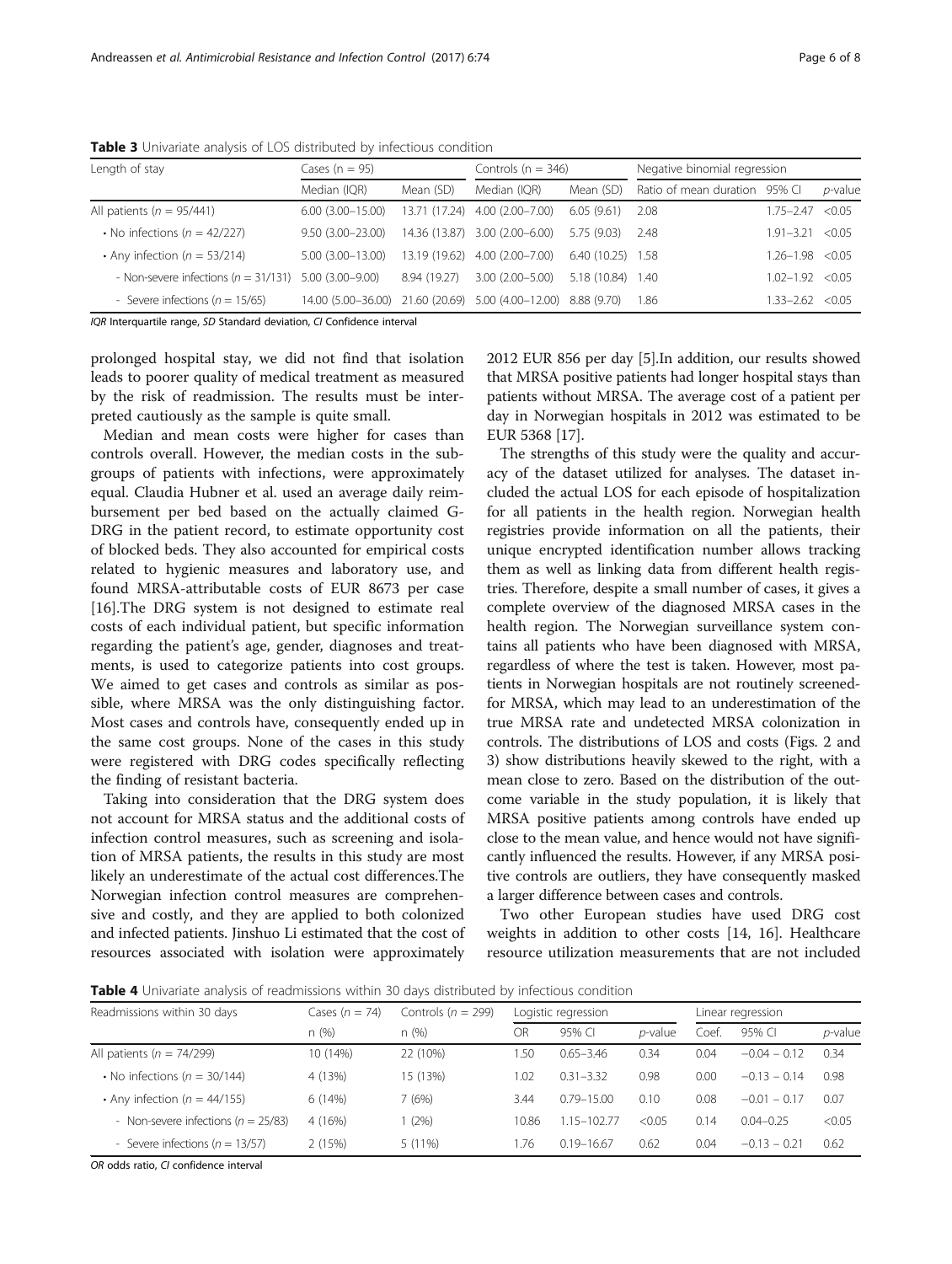**Table 3** Univariate analysis of LOS distributed by infectious condition

| Length of stay | Cases (n = 95) | | Controls (n = 346) | | Negative binomial regression | | |
|---|---|---|---|---|---|---|---|
| | Median (IQR) | Mean (SD) | Median (IQR) | Mean (SD) | Ratio of mean duration | 95% CI | *p*-value |
| All patients (*n* = 95/441) | 6.00 (3.00–15.00) | 13.71 (17.24) | 4.00 (2.00–7.00) | 6.05 (9.61) | 2.08 | 1.75–2.47 | <0.05 |
| • No infections (*n* = 42/227) | 9.50 (3.00–23.00) | 14.36 (13.87) | 3.00 (2.00–6.00) | 5.75 (9.03) | 2.48 | 1.91–3.21 | <0.05 |
| • Any infection (*n* = 53/214) | 5.00 (3.00–13.00) | 13.19 (19.62) | 4.00 (2.00–7.00) | 6.40 (10.25) | 1.58 | 1.26–1.98 | <0.05 |
| - Non-severe infections (*n* = 31/131) | 5.00 (3.00–9.00) | 8.94 (19.27) | 3.00 (2.00–5.00) | 5.18 (10.84) | 1.40 | 1.02–1.92 | <0.05 |
| - Severe infections (*n* = 15/65) | 14.00 (5.00–36.00) | 21.60 (20.69) | 5.00 (4.00–12.00) | 8.88 (9.70) | 1.86 | 1.33–2.62 | <0.05 |

*IQR* Interquartile range, *SD* Standard deviation, *CI* Confidence interval

prolonged hospital stay, we did not find that isolation leads to poorer quality of medical treatment as measured by the risk of readmission. The results must be interpreted cautiously as the sample is quite small.

Median and mean costs were higher for cases than controls overall. However, the median costs in the subgroups of patients with infections, were approximately equal. Claudia Hubner et al. used an average daily reimbursement per bed based on the actually claimed G-DRG in the patient record, to estimate opportunity cost of blocked beds. They also accounted for empirical costs related to hygienic measures and laboratory use, and found MRSA-attributable costs of EUR 8673 per case [16].The DRG system is not designed to estimate real costs of each individual patient, but specific information regarding the patient's age, gender, diagnoses and treatments, is used to categorize patients into cost groups. We aimed to get cases and controls as similar as possible, where MRSA was the only distinguishing factor. Most cases and controls have, consequently ended up in the same cost groups. None of the cases in this study were registered with DRG codes specifically reflecting the finding of resistant bacteria.

Taking into consideration that the DRG system does not account for MRSA status and the additional costs of infection control measures, such as screening and isolation of MRSA patients, the results in this study are most likely an underestimate of the actual cost differences.The Norwegian infection control measures are comprehensive and costly, and they are applied to both colonized and infected patients. Jinshuo Li estimated that the cost of resources associated with isolation were approximately 2012 EUR 856 per day [5].In addition, our results showed that MRSA positive patients had longer hospital stays than patients without MRSA. The average cost of a patient per day in Norwegian hospitals in 2012 was estimated to be EUR 5368 [17].

The strengths of this study were the quality and accuracy of the dataset utilized for analyses. The dataset included the actual LOS for each episode of hospitalization for all patients in the health region. Norwegian health registries provide information on all the patients, their unique encrypted identification number allows tracking them as well as linking data from different health registries. Therefore, despite a small number of cases, it gives a complete overview of the diagnosed MRSA cases in the health region. The Norwegian surveillance system contains all patients who have been diagnosed with MRSA, regardless of where the test is taken. However, most patients in Norwegian hospitals are not routinely screenedfor MRSA, which may lead to an underestimation of the true MRSA rate and undetected MRSA colonization in controls. The distributions of LOS and costs (Figs. 2 and 3) show distributions heavily skewed to the right, with a mean close to zero. Based on the distribution of the outcome variable in the study population, it is likely that MRSA positive patients among controls have ended up close to the mean value, and hence would not have significantly influenced the results. However, if any MRSA positive controls are outliers, they have consequently masked a larger difference between cases and controls.

Two other European studies have used DRG cost weights in addition to other costs [14, 16]. Healthcare resource utilization measurements that are not included

**Table 4** Univariate analysis of readmissions within 30 days distributed by infectious condition

| Readmissions within 30 days | Cases (*n* = 74) | Controls (*n* = 299) | Logistic regression | | | Linear regression | | |
|---|---|---|---|---|---|---|---|---|
| | n (%) | n (%) | OR | 95% CI | *p*-value | Coef. | 95% CI | *p*-value |
| All patients (*n* = 74/299) | 10 (14%) | 22 (10%) | 1.50 | 0.65–3.46 | 0.34 | 0.04 | −0.04 – 0.12 | 0.34 |
| • No infections (*n* = 30/144) | 4 (13%) | 15 (13%) | 1.02 | 0.31–3.32 | 0.98 | 0.00 | −0.13 – 0.14 | 0.98 |
| • Any infection (*n* = 44/155) | 6 (14%) | 7 (6%) | 3.44 | 0.79–15.00 | 0.10 | 0.08 | −0.01 – 0.17 | 0.07 |
| - Non-severe infections (*n* = 25/83) | 4 (16%) | 1 (2%) | 10.86 | 1.15–102.77 | <0.05 | 0.14 | 0.04–0.25 | <0.05 |
| - Severe infections (*n* = 13/57) | 2 (15%) | 5 (11%) | 1.76 | 0.19–16.67 | 0.62 | 0.04 | −0.13 – 0.21 | 0.62 |

*OR* odds ratio, *CI* confidence interval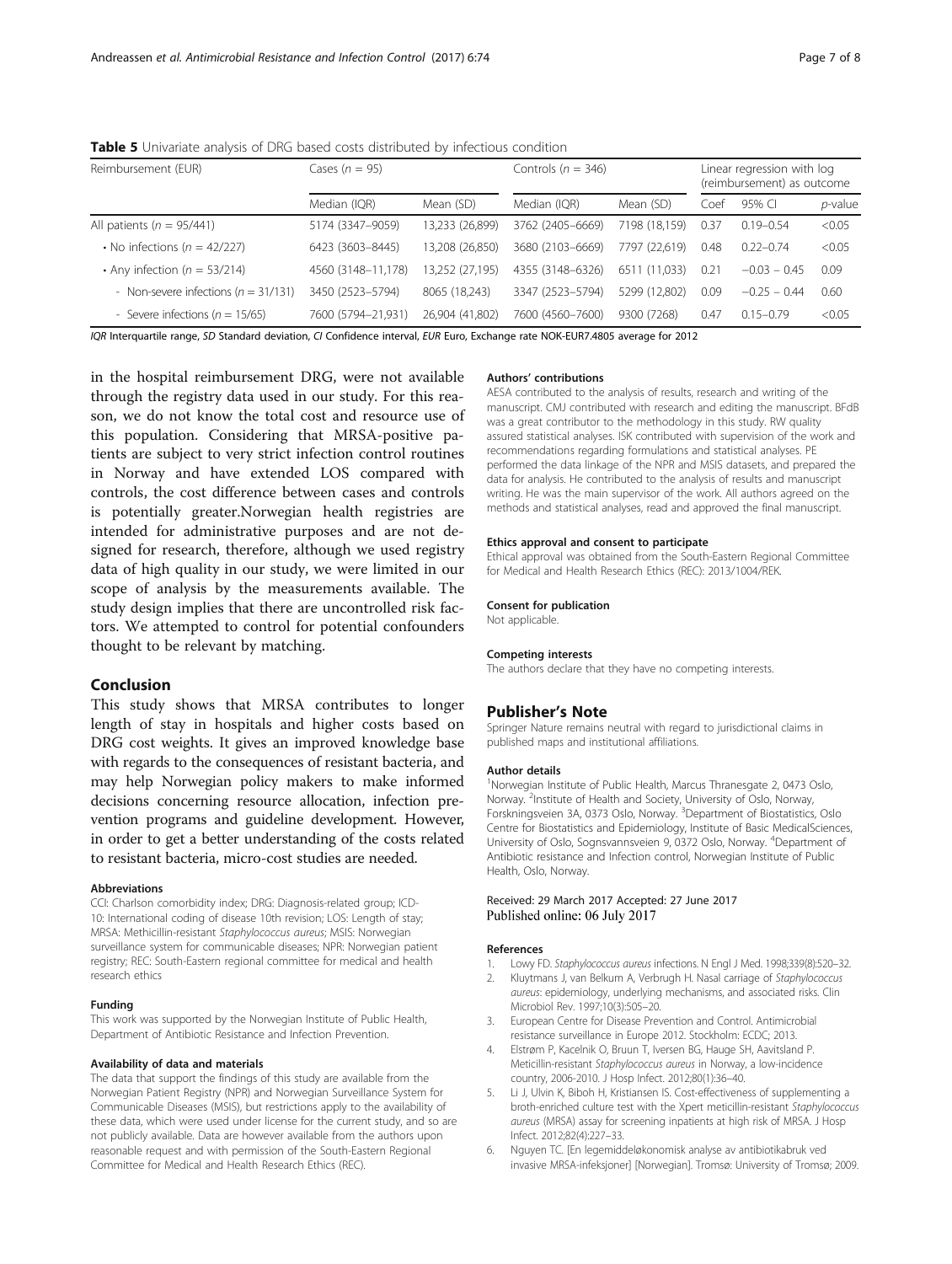**Table 5** Univariate analysis of DRG based costs distributed by infectious condition

| Reimbursement (EUR) | Cases (*n* = 95) | | Controls (*n* = 346) | | Linear regression with log (reimbursement) as outcome | | |
|---|---|---|---|---|---|---|---|
| | Median (IQR) | Mean (SD) | Median (IQR) | Mean (SD) | Coef | 95% CI | *p*-value |
| All patients (*n* = 95/441) | 5174 (3347–9059) | 13,233 (26,899) | 3762 (2405–6669) | 7198 (18,159) | 0.37 | 0.19–0.54 | <0.05 |
| • No infections (*n* = 42/227) | 6423 (3603–8445) | 13,208 (26,850) | 3680 (2103–6669) | 7797 (22,619) | 0.48 | 0.22–0.74 | <0.05 |
| • Any infection (*n* = 53/214) | 4560 (3148–11,178) | 13,252 (27,195) | 4355 (3148–6326) | 6511 (11,033) | 0.21 | −0.03 – 0.45 | 0.09 |
| - Non-severe infections (*n* = 31/131) | 3450 (2523–5794) | 8065 (18,243) | 3347 (2523–5794) | 5299 (12,802) | 0.09 | −0.25 – 0.44 | 0.60 |
| - Severe infections (*n* = 15/65) | 7600 (5794–21,931) | 26,904 (41,802) | 7600 (4560–7600) | 9300 (7268) | 0.47 | 0.15–0.79 | <0.05 |

*IQR* Interquartile range, *SD* Standard deviation, *CI* Confidence interval, *EUR* Euro, Exchange rate NOK-EUR7.4805 average for 2012

in the hospital reimbursement DRG, were not available through the registry data used in our study. For this reason, we do not know the total cost and resource use of this population. Considering that MRSA-positive patients are subject to very strict infection control routines in Norway and have extended LOS compared with controls, the cost difference between cases and controls is potentially greater.Norwegian health registries are intended for administrative purposes and are not designed for research, therefore, although we used registry data of high quality in our study, we were limited in our scope of analysis by the measurements available. The study design implies that there are uncontrolled risk factors. We attempted to control for potential confounders thought to be relevant by matching.

## Conclusion

This study shows that MRSA contributes to longer length of stay in hospitals and higher costs based on DRG cost weights. It gives an improved knowledge base with regards to the consequences of resistant bacteria, and may help Norwegian policy makers to make informed decisions concerning resource allocation, infection prevention programs and guideline development. However, in order to get a better understanding of the costs related to resistant bacteria, micro-cost studies are needed.

#### Abbreviations

CCI: Charlson comorbidity index; DRG: Diagnosis-related group; ICD-10: International coding of disease 10th revision; LOS: Length of stay; MRSA: Methicillin-resistant *Staphylococcus aureus*; MSIS: Norwegian surveillance system for communicable diseases; NPR: Norwegian patient registry; REC: South-Eastern regional committee for medical and health research ethics

#### Funding

This work was supported by the Norwegian Institute of Public Health, Department of Antibiotic Resistance and Infection Prevention.

#### Availability of data and materials

The data that support the findings of this study are available from the Norwegian Patient Registry (NPR) and Norwegian Surveillance System for Communicable Diseases (MSIS), but restrictions apply to the availability of these data, which were used under license for the current study, and so are not publicly available. Data are however available from the authors upon reasonable request and with permission of the South-Eastern Regional Committee for Medical and Health Research Ethics (REC).

#### Authors' contributions

AESA contributed to the analysis of results, research and writing of the manuscript. CMJ contributed with research and editing the manuscript. BFdB was a great contributor to the methodology in this study. RW quality assured statistical analyses. ISK contributed with supervision of the work and recommendations regarding formulations and statistical analyses. PE performed the data linkage of the NPR and MSIS datasets, and prepared the data for analysis. He contributed to the analysis of results and manuscript writing. He was the main supervisor of the work. All authors agreed on the methods and statistical analyses, read and approved the final manuscript.

#### Ethics approval and consent to participate

Ethical approval was obtained from the South-Eastern Regional Committee for Medical and Health Research Ethics (REC): 2013/1004/REK.

#### Consent for publication

Not applicable.

#### Competing interests

The authors declare that they have no competing interests.

## Publisher's Note

Springer Nature remains neutral with regard to jurisdictional claims in published maps and institutional affiliations.

#### Author details

[1]Norwegian Institute of Public Health, Marcus Thranesgate 2, 0473 Oslo, Norway. [2]Institute of Health and Society, University of Oslo, Norway, Forskningsveien 3A, 0373 Oslo, Norway. [3]Department of Biostatistics, Oslo Centre for Biostatistics and Epidemiology, Institute of Basic MedicalSciences, University of Oslo, Sognsvannsveien 9, 0372 Oslo, Norway. [4]Department of Antibiotic resistance and Infection control, Norwegian Institute of Public Health, Oslo, Norway.

Received: 29 March 2017 Accepted: 27 June 2017
Published online: 06 July 2017

#### References

1. Lowy FD. *Staphylococcus aureus* infections. N Engl J Med. 1998;339(8):520–32.
2. Kluytmans J, van Belkum A, Verbrugh H. Nasal carriage of *Staphylococcus aureus*: epidemiology, underlying mechanisms, and associated risks. Clin Microbiol Rev. 1997;10(3):505–20.
3. European Centre for Disease Prevention and Control. Antimicrobial resistance surveillance in Europe 2012. Stockholm: ECDC; 2013.
4. Elstrøm P, Kacelnik O, Bruun T, Iversen BG, Hauge SH, Aavitsland P. Meticillin-resistant *Staphylococcus aureus* in Norway, a low-incidence country, 2006-2010. J Hosp Infect. 2012;80(1):36–40.
5. Li J, Ulvin K, Biboh H, Kristiansen IS. Cost-effectiveness of supplementing a broth-enriched culture test with the Xpert meticillin-resistant *Staphylococcus aureus* (MRSA) assay for screening inpatients at high risk of MRSA. J Hosp Infect. 2012;82(4):227–33.
6. Nguyen TC. [En legemiddeløkonomisk analyse av antibiotikabruk ved invasive MRSA-infeksjoner] [Norwegian]. Tromsø: University of Tromsø; 2009.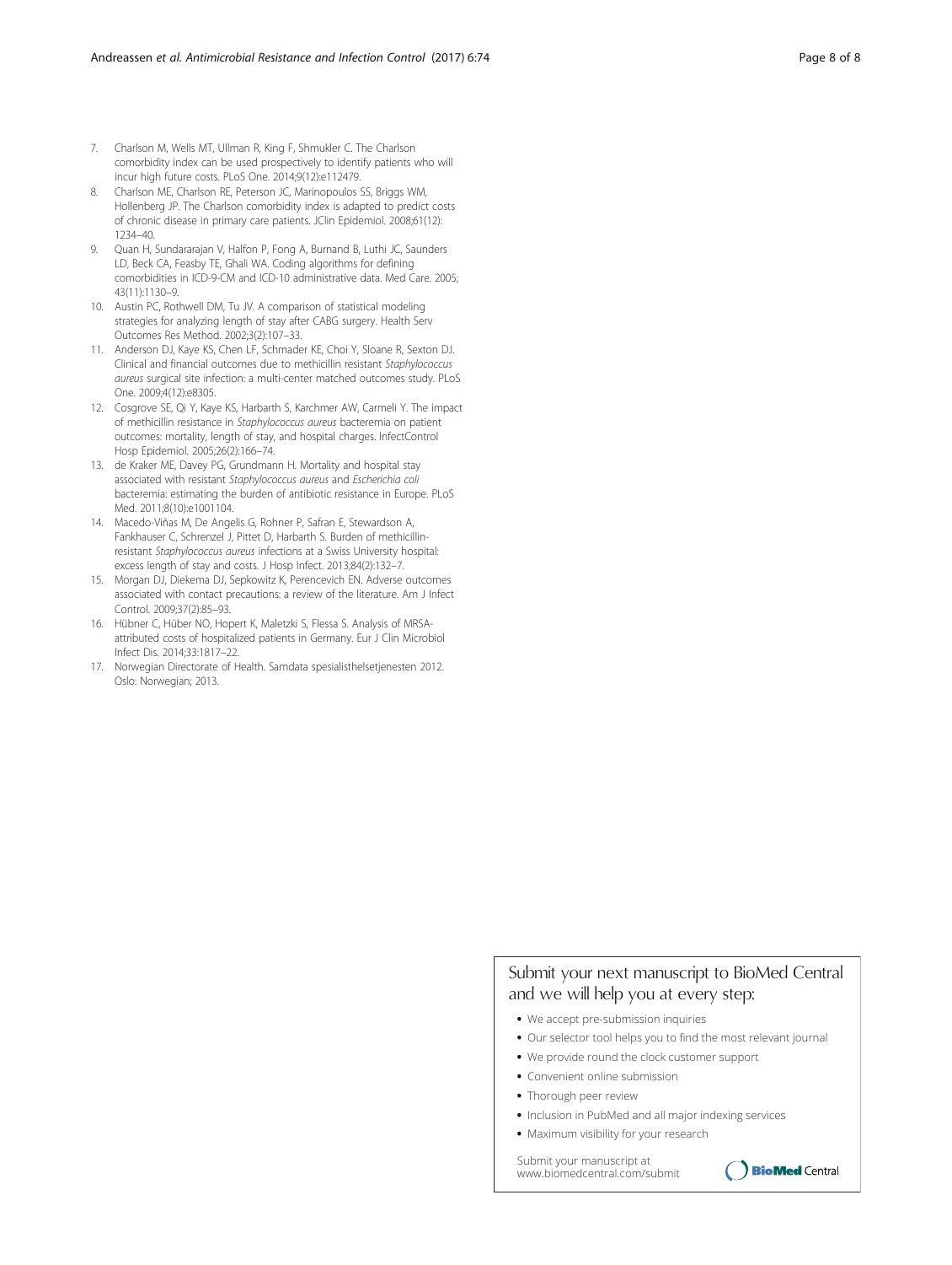7. Charlson M, Wells MT, Ullman R, King F, Shmukler C. The Charlson comorbidity index can be used prospectively to identify patients who will incur high future costs. PLoS One. 2014;9(12):e112479.
8. Charlson ME, Charlson RE, Peterson JC, Marinopoulos SS, Briggs WM, Hollenberg JP. The Charlson comorbidity index is adapted to predict costs of chronic disease in primary care patients. JClin Epidemiol. 2008;61(12): 1234–40.
9. Quan H, Sundararajan V, Halfon P, Fong A, Burnand B, Luthi JC, Saunders LD, Beck CA, Feasby TE, Ghali WA. Coding algorithms for defining comorbidities in ICD-9-CM and ICD-10 administrative data. Med Care. 2005; 43(11):1130–9.
10. Austin PC, Rothwell DM, Tu JV. A comparison of statistical modeling strategies for analyzing length of stay after CABG surgery. Health Serv Outcomes Res Method. 2002;3(2):107–33.
11. Anderson DJ, Kaye KS, Chen LF, Schmader KE, Choi Y, Sloane R, Sexton DJ. Clinical and financial outcomes due to methicillin resistant *Staphylococcus aureus* surgical site infection: a multi-center matched outcomes study. PLoS One. 2009;4(12):e8305.
12. Cosgrove SE, Qi Y, Kaye KS, Harbarth S, Karchmer AW, Carmeli Y. The impact of methicillin resistance in *Staphylococcus aureus* bacteremia on patient outcomes: mortality, length of stay, and hospital charges. InfectControl Hosp Epidemiol. 2005;26(2):166–74.
13. de Kraker ME, Davey PG, Grundmann H. Mortality and hospital stay associated with resistant *Staphylococcus aureus* and *Escherichia coli* bacteremia: estimating the burden of antibiotic resistance in Europe. PLoS Med. 2011;8(10):e1001104.
14. Macedo-Viñas M, De Angelis G, Rohner P, Safran E, Stewardson A, Fankhauser C, Schrenzel J, Pittet D, Harbarth S. Burden of methicillin-resistant *Staphylococcus aureus* infections at a Swiss University hospital: excess length of stay and costs. J Hosp Infect. 2013;84(2):132–7.
15. Morgan DJ, Diekema DJ, Sepkowitz K, Perencevich EN. Adverse outcomes associated with contact precautions: a review of the literature. Am J Infect Control. 2009;37(2):85–93.
16. Hübner C, Hüber NO, Hopert K, Maletzki S, Flessa S. Analysis of MRSA-attributed costs of hospitalized patients in Germany. Eur J Clin Microbiol Infect Dis. 2014;33:1817–22.
17. Norwegian Directorate of Health. Samdata spesialisthelsetjenesten 2012. Oslo: Norwegian; 2013.

Submit your next manuscript to BioMed Central and we will help you at every step:

- We accept pre-submission inquiries
- Our selector tool helps you to find the most relevant journal
- We provide round the clock customer support
- Convenient online submission
- Thorough peer review
- Inclusion in PubMed and all major indexing services
- Maximum visibility for your research

Submit your manuscript at www.biomedcentral.com/submit

BioMed Central